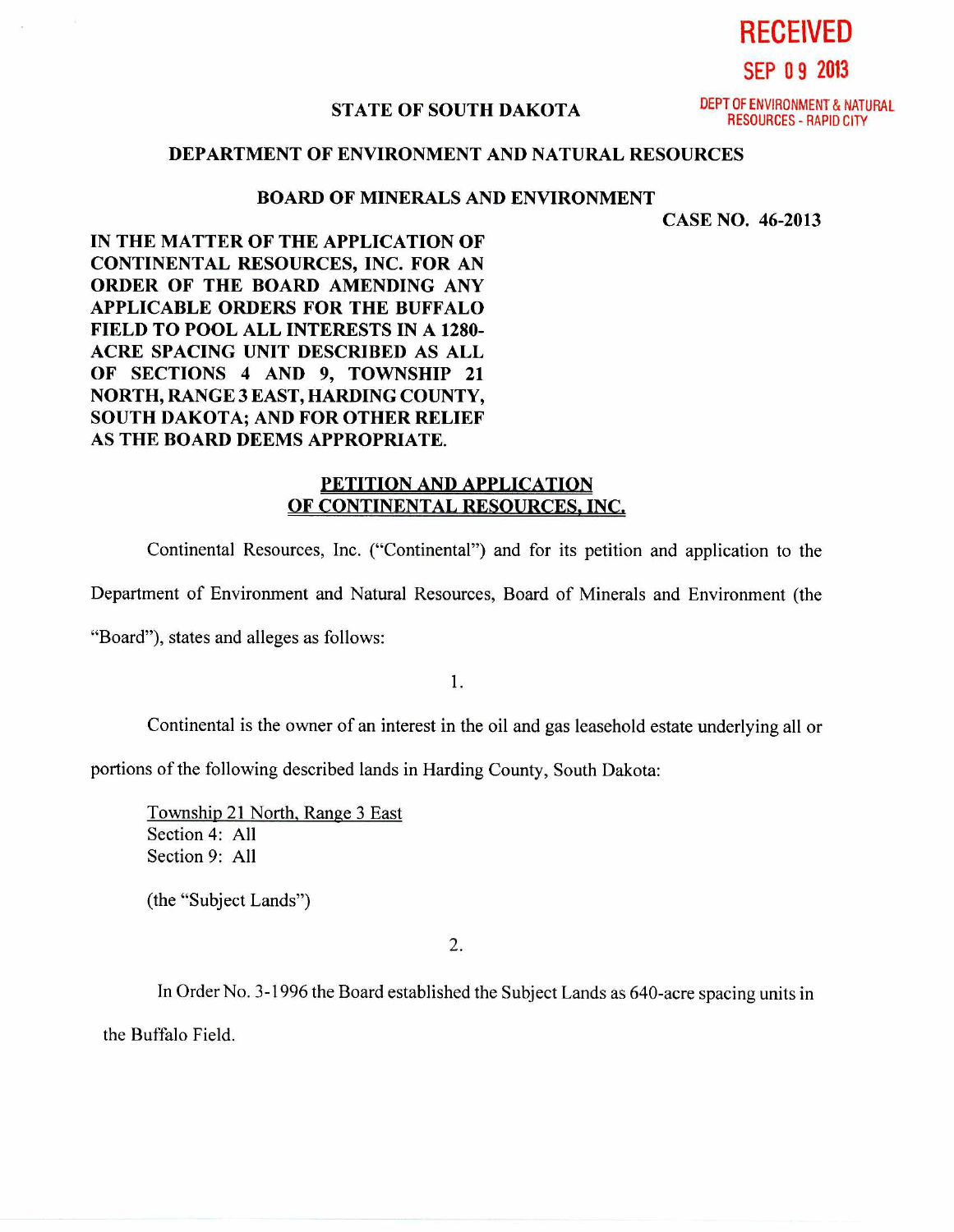RECEIVED

SEP 09 2013

DEPT OF ENVIRONMENT & NATURAL RESOURCES - RAPID CITY

**STATE OF SOUTH DAKOTA**

**DEPARTMENT OF ENVIRONMENT AND NATURAL RESOURCES**

**BOARD OF MINERALS AND ENVIRONMENT**

**CASE NO. 46-2013**

**IN THE MATTER OF THE APPLICATION OF CONTINENTAL RESOURCES, INC. FOR AN ORDER OF THE BOARD AMENDING ANY APPLICABLE ORDERS FOR THE BUFFALO FIELD TO POOL ALL INTERESTS IN A 1280-ACRE SPACING UNIT DESCRIBED AS ALL OF SECTIONS 4 AND 9, TOWNSHIP 21 NORTH, RANGE 3 EAST, HARDING COUNTY, SOUTH DAKOTA; AND FOR OTHER RELIEF AS THE BOARD DEEMS APPROPRIATE.**

**PETITION AND APPLICATION OF CONTINENTAL RESOURCES, INC.**

Continental Resources, Inc. ("Continental") and for its petition and application to the Department of Environment and Natural Resources, Board of Minerals and Environment (the "Board"), states and alleges as follows:

1.

Continental is the owner of an interest in the oil and gas leasehold estate underlying all or portions of the following described lands in Harding County, South Dakota:

Township 21 North, Range 3 East
Section 4: All
Section 9: All

(the "Subject Lands")

2.

In Order No. 3-1996 the Board established the Subject Lands as 640-acre spacing units in the Buffalo Field.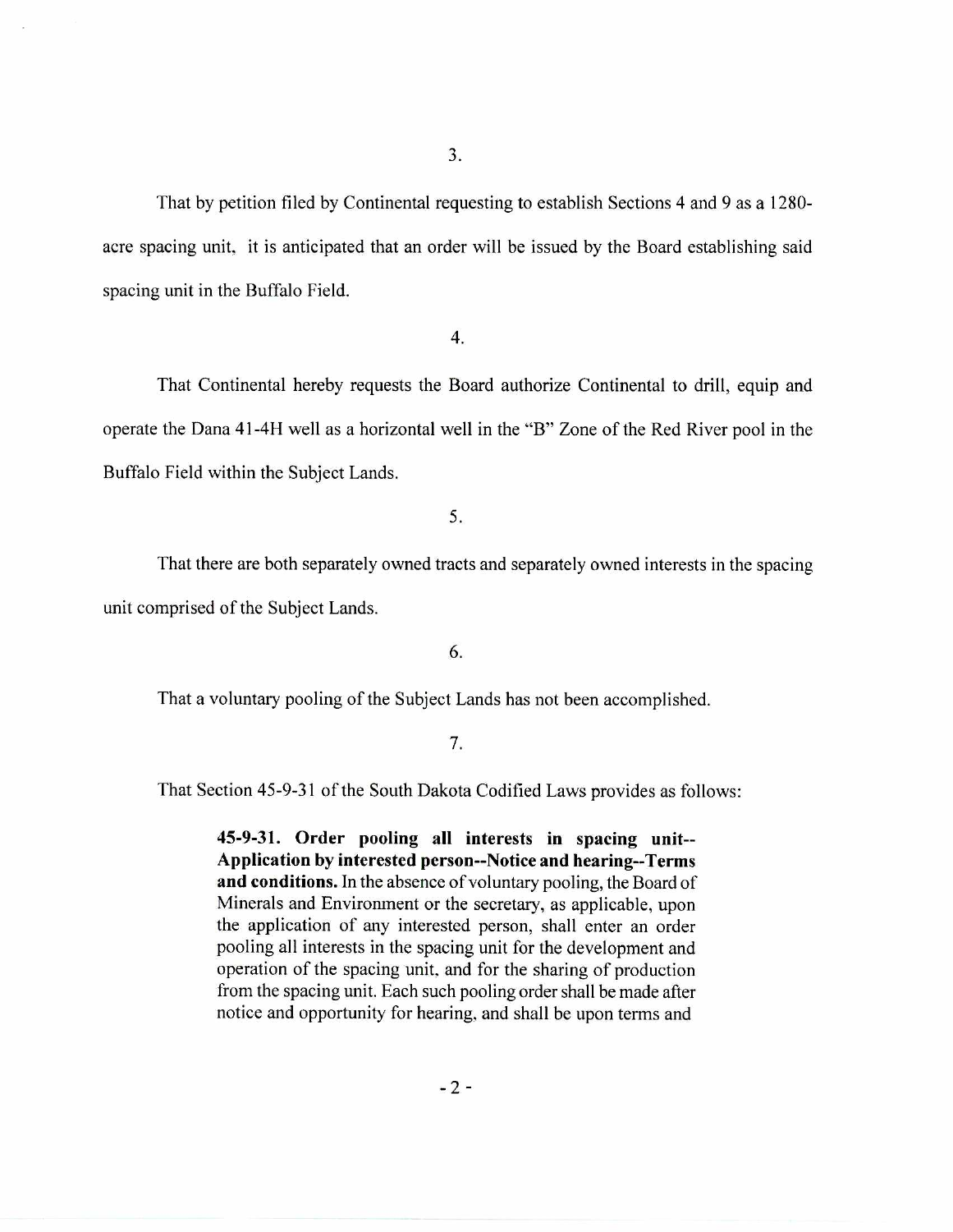3.

That by petition filed by Continental requesting to establish Sections 4 and 9 as a 1280-acre spacing unit, it is anticipated that an order will be issued by the Board establishing said spacing unit in the Buffalo Field.

4.

That Continental hereby requests the Board authorize Continental to drill, equip and operate the Dana 41-4H well as a horizontal well in the "B" Zone of the Red River pool in the Buffalo Field within the Subject Lands.

5.

That there are both separately owned tracts and separately owned interests in the spacing unit comprised of the Subject Lands.

6.

That a voluntary pooling of the Subject Lands has not been accomplished.

7.

That Section 45-9-31 of the South Dakota Codified Laws provides as follows:

> **45-9-31. Order pooling all interests in spacing unit--Application by interested person--Notice and hearing--Terms and conditions.** In the absence of voluntary pooling, the Board of Minerals and Environment or the secretary, as applicable, upon the application of any interested person, shall enter an order pooling all interests in the spacing unit for the development and operation of the spacing unit, and for the sharing of production from the spacing unit. Each such pooling order shall be made after notice and opportunity for hearing, and shall be upon terms and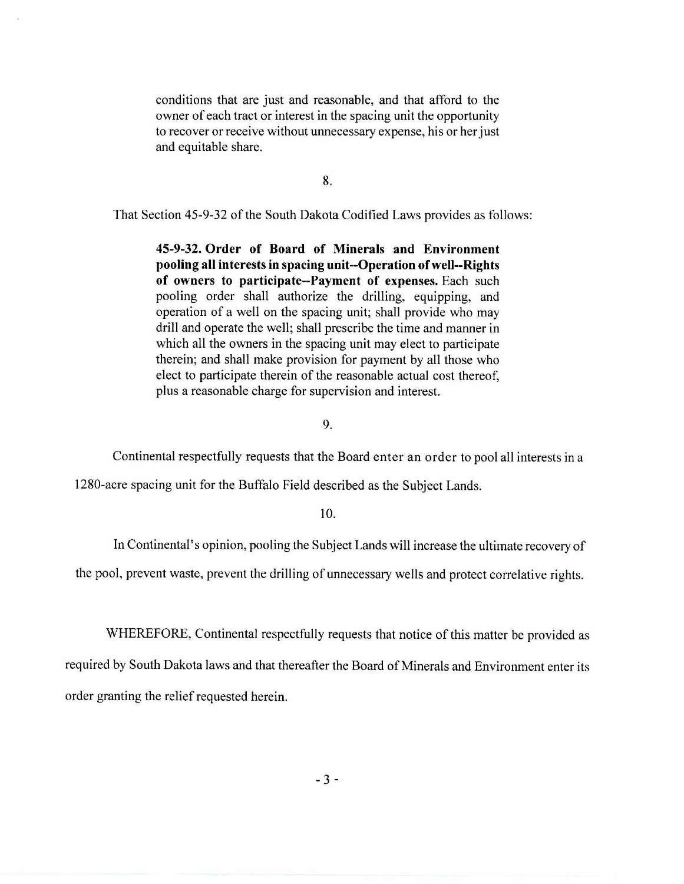> conditions that are just and reasonable, and that afford to the owner of each tract or interest in the spacing unit the opportunity to recover or receive without unnecessary expense, his or her just and equitable share.

8.

That Section 45-9-32 of the South Dakota Codified Laws provides as follows:

> **45-9-32. Order of Board of Minerals and Environment pooling all interests in spacing unit--Operation of well--Rights of owners to participate--Payment of expenses.** Each such pooling order shall authorize the drilling, equipping, and operation of a well on the spacing unit; shall provide who may drill and operate the well; shall prescribe the time and manner in which all the owners in the spacing unit may elect to participate therein; and shall make provision for payment by all those who elect to participate therein of the reasonable actual cost thereof, plus a reasonable charge for supervision and interest.

9.

Continental respectfully requests that the Board enter an order to pool all interests in a 1280-acre spacing unit for the Buffalo Field described as the Subject Lands.

10.

In Continental's opinion, pooling the Subject Lands will increase the ultimate recovery of the pool, prevent waste, prevent the drilling of unnecessary wells and protect correlative rights.

WHEREFORE, Continental respectfully requests that notice of this matter be provided as required by South Dakota laws and that thereafter the Board of Minerals and Environment enter its order granting the relief requested herein.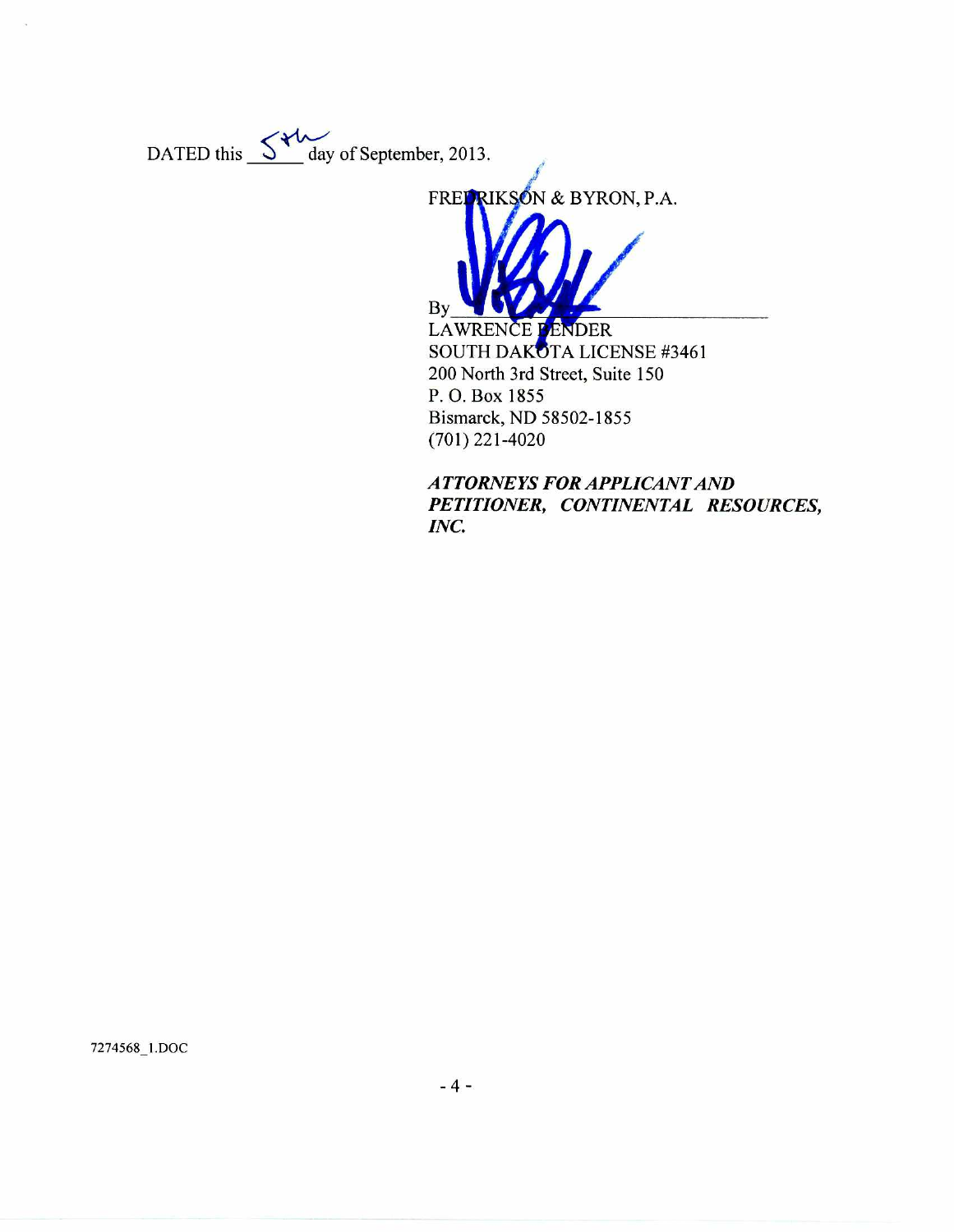DATED this 5th day of September, 2013.

FREDRIKSON & BYRON, P.A.

By\_\_\_\_\_\_\_\_\_\_\_\_\_\_\_\_\_\_\_\_\_\_\_\_\_\_\_\_\_\_
LAWRENCE BENDER
SOUTH DAKOTA LICENSE #3461
200 North 3rd Street, Suite 150
P. O. Box 1855
Bismarck, ND 58502-1855
(701) 221-4020

***ATTORNEYS FOR APPLICANT AND PETITIONER, CONTINENTAL RESOURCES, INC.***

7274568_1.DOC